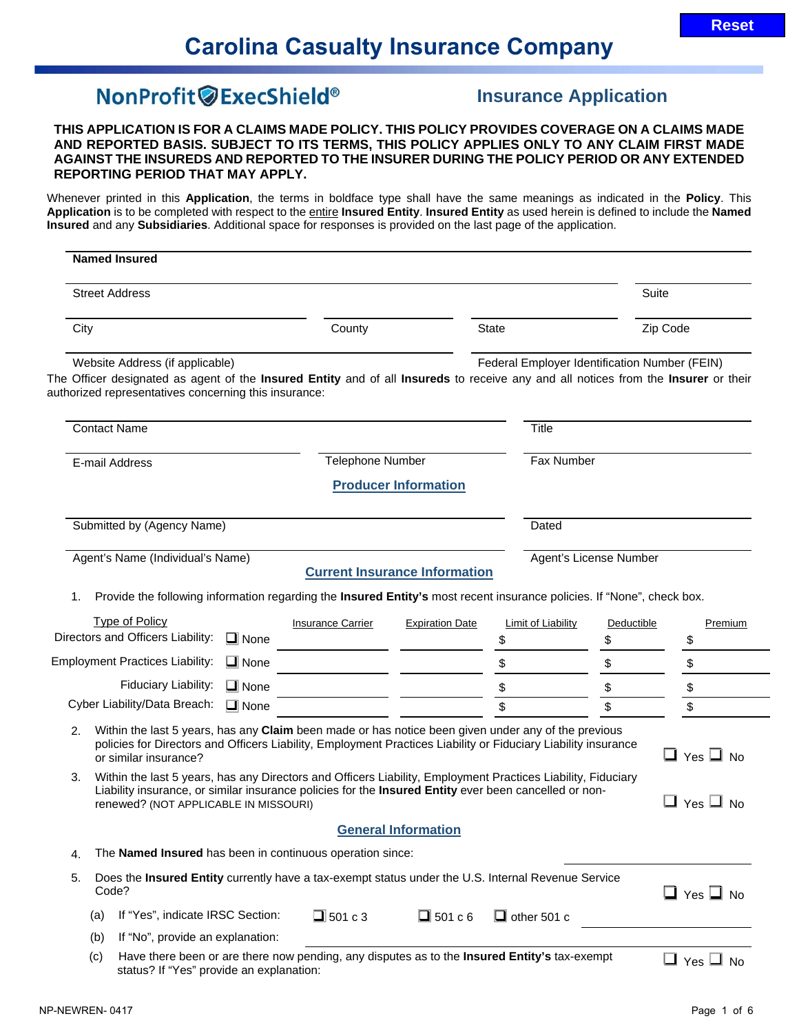# Carolina Casualty Insurance Company

## NonProfit ExecShield® Insurance Application

**THIS APPLICATION IS FOR A CLAIMS MADE POLICY. THIS POLICY PROVIDES COVERAGE ON A CLAIMS MADE AND REPORTED BASIS. SUBJECT TO ITS TERMS, THIS POLICY APPLIES ONLY TO ANY CLAIM FIRST MADE AGAINST THE INSUREDS AND REPORTED TO THE INSURER DURING THE POLICY PERIOD OR ANY EXTENDED REPORTING PERIOD THAT MAY APPLY.**

Whenever printed in this **Application**, the terms in boldface type shall have the same meanings as indicated in the **Policy**. This **Application** is to be completed with respect to the entire **Insured Entity**. **Insured Entity** as used herein is defined to include the **Named Insured** and any **Subsidiaries**. Additional space for responses is provided on the last page of the application.

**Named Insured** ______________________________

Street Address ______________________________ Suite ____________

City ____________ County ____________ State ____________ Zip Code ____________

Website Address (if applicable) ____________ Federal Employer Identification Number (FEIN) ____________

The Officer designated as agent of the **Insured Entity** and of all **Insureds** to receive any and all notices from the **Insurer** or their authorized representatives concerning this insurance:

Contact Name ______________________________ Title ____________

E-mail Address ____________ Telephone Number ____________ Fax Number ____________

### Producer Information

Submitted by (Agency Name) ______________________________ Dated ____________

Agent's Name (Individual's Name) ______________________________ Agent's License Number ____________

### Current Insurance Information

1. Provide the following information regarding the **Insured Entity's** most recent insurance policies. If "None", check box.

| Type of Policy | | Insurance Carrier | Expiration Date | Limit of Liability | Deductible | Premium |
|---|---|---|---|---|---|---|
| Directors and Officers Liability: | ❑ None | | | $ | $ | $ |
| Employment Practices Liability: | ❑ None | | | $ | $ | $ |
| Fiduciary Liability: | ❑ None | | | $ | $ | $ |
| Cyber Liability/Data Breach: | ❑ None | | | $ | $ | $ |

2. Within the last 5 years, has any **Claim** been made or has notice been given under any of the previous policies for Directors and Officers Liability, Employment Practices Liability or Fiduciary Liability insurance or similar insurance? ❑ Yes ❑ No

3. Within the last 5 years, has any Directors and Officers Liability, Employment Practices Liability, Fiduciary Liability insurance, or similar insurance policies for the **Insured Entity** ever been cancelled or non-renewed? (NOT APPLICABLE IN MISSOURI) ❑ Yes ❑ No

### General Information

4. The **Named Insured** has been in continuous operation since: ____________

5. Does the **Insured Entity** currently have a tax-exempt status under the U.S. Internal Revenue Service Code? ❑ Yes ❑ No

   (a) If "Yes", indicate IRSC Section: ❑ 501 c 3 ❑ 501 c 6 ❑ other 501 c ____________

   (b) If "No", provide an explanation: ______________________________

   (c) Have there been or are there now pending, any disputes as to the **Insured Entity's** tax-exempt status? If "Yes" provide an explanation: ❑ Yes ❑ No

NP-NEWREN- 0417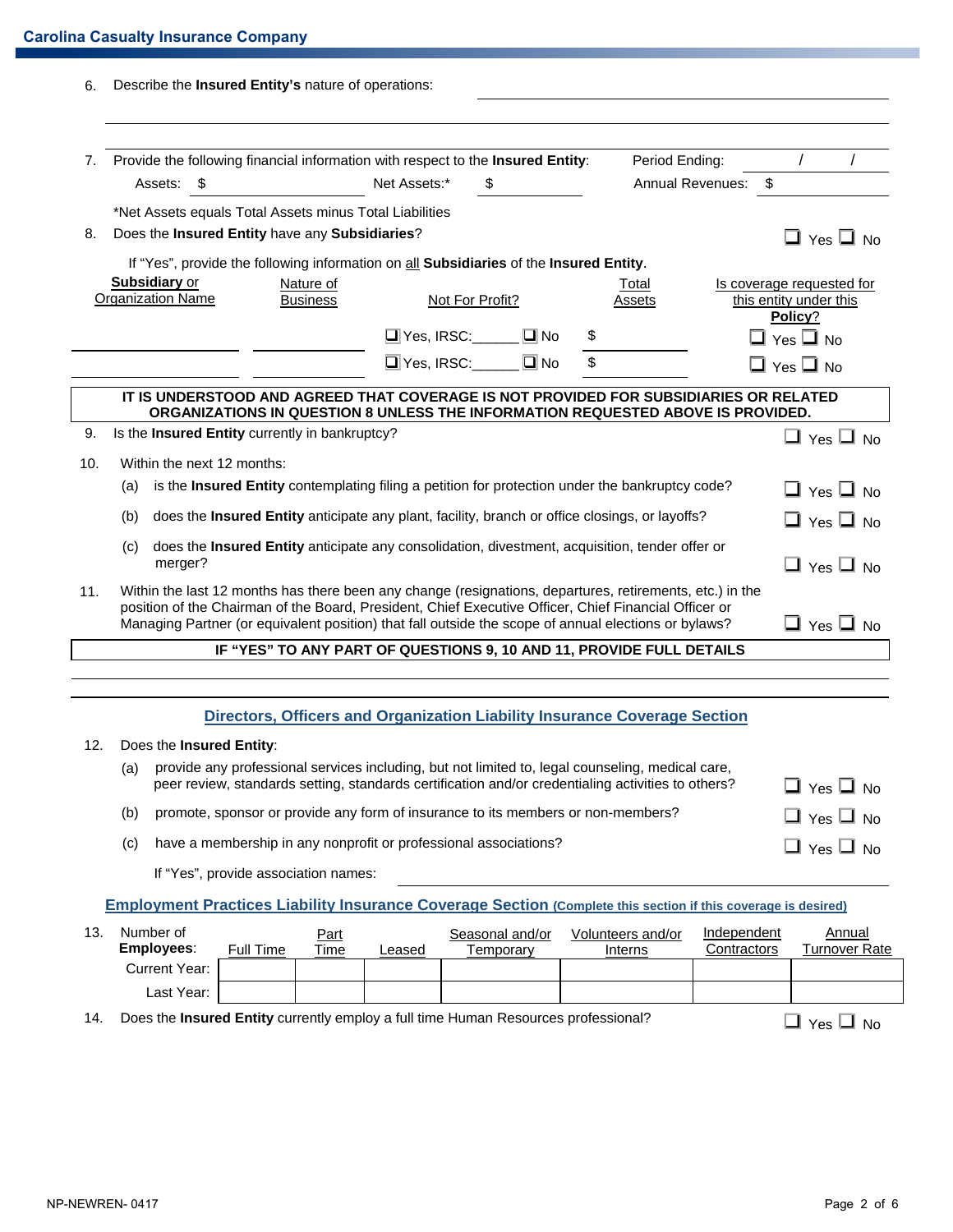Carolina Casualty Insurance Company

6. Describe the **Insured Entity's** nature of operations: ______________________________

______________________________________________________________________________

7. Provide the following financial information with respect to the **Insured Entity**: Period Ending: ____/____/____

   Assets: $ ____________ Net Assets:* $ ____________ Annual Revenues: $ ____________

   *Net Assets equals Total Assets minus Total Liabilities

8. Does the **Insured Entity** have any **Subsidiaries**? ❑ Yes ❑ No

   If "Yes", provide the following information on all **Subsidiaries** of the **Insured Entity**.

| Subsidiary or Organization Name | Nature of Business | Not For Profit? | Total Assets | Is coverage requested for this entity under this **Policy**? |
|---|---|---|---|---|
| | | ❑ Yes, IRSC:______ ❑ No | $ | ❑ Yes ❑ No |
| | | ❑ Yes, IRSC:______ ❑ No | $ | ❑ Yes ❑ No |

**IT IS UNDERSTOOD AND AGREED THAT COVERAGE IS NOT PROVIDED FOR SUBSIDIARIES OR RELATED ORGANIZATIONS IN QUESTION 8 UNLESS THE INFORMATION REQUESTED ABOVE IS PROVIDED.**

9. Is the **Insured Entity** currently in bankruptcy? ❑ Yes ❑ No

10. Within the next 12 months:

    (a) is the **Insured Entity** contemplating filing a petition for protection under the bankruptcy code? ❑ Yes ❑ No

    (b) does the **Insured Entity** anticipate any plant, facility, branch or office closings, or layoffs? ❑ Yes ❑ No

    (c) does the **Insured Entity** anticipate any consolidation, divestment, acquisition, tender offer or merger? ❑ Yes ❑ No

11. Within the last 12 months has there been any change (resignations, departures, retirements, etc.) in the position of the Chairman of the Board, President, Chief Executive Officer, Chief Financial Officer or Managing Partner (or equivalent position) that fall outside the scope of annual elections or bylaws? ❑ Yes ❑ No

**IF "YES" TO ANY PART OF QUESTIONS 9, 10 AND 11, PROVIDE FULL DETAILS**

______________________________________________________________________________

## Directors, Officers and Organization Liability Insurance Coverage Section

12. Does the **Insured Entity**:

    (a) provide any professional services including, but not limited to, legal counseling, medical care, peer review, standards setting, standards certification and/or credentialing activities to others? ❑ Yes ❑ No

    (b) promote, sponsor or provide any form of insurance to its members or non-members? ❑ Yes ❑ No

    (c) have a membership in any nonprofit or professional associations? ❑ Yes ❑ No

    If "Yes", provide association names: ______________________________

## Employment Practices Liability Insurance Coverage Section (Complete this section if this coverage is desired)

13. Number of **Employees**:

| | Full Time | Part Time | Leased | Seasonal and/or Temporary | Volunteers and/or Interns | Independent Contractors | Annual Turnover Rate |
|---|---|---|---|---|---|---|---|
| Current Year: | | | | | | | |
| Last Year: | | | | | | | |

14. Does the **Insured Entity** currently employ a full time Human Resources professional? ❑ Yes ❑ No

NP-NEWREN- 0417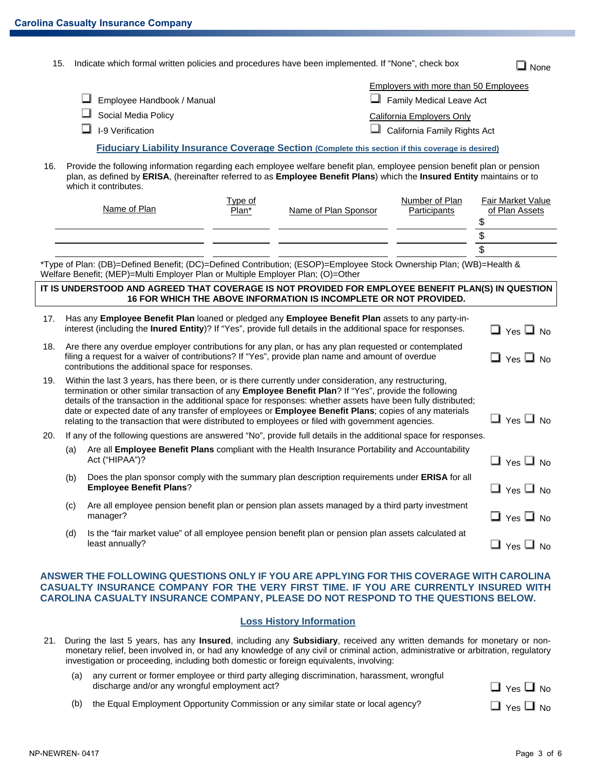15. Indicate which formal written policies and procedures have been implemented. If "None", check box ☐ None

☐ Employee Handbook / Manual
☐ Social Media Policy
☐ I-9 Verification

Employers with more than 50 Employees
☐ Family Medical Leave Act

California Employers Only
☐ California Family Rights Act

## Fiduciary Liability Insurance Coverage Section (Complete this section if this coverage is desired)

16. Provide the following information regarding each employee welfare benefit plan, employee pension benefit plan or pension plan, as defined by **ERISA**, (hereinafter referred to as **Employee Benefit Plans**) which the **Insured Entity** maintains or to which it contributes.

| Name of Plan | Type of Plan* | Name of Plan Sponsor | Number of Plan Participants | Fair Market Value of Plan Assets |
|---|---|---|---|---|
| | | | | $ |
| | | | | $ |
| | | | | $ |

*Type of Plan: (DB)=Defined Benefit; (DC)=Defined Contribution; (ESOP)=Employee Stock Ownership Plan; (WB)=Health & Welfare Benefit; (MEP)=Multi Employer Plan or Multiple Employer Plan; (O)=Other

**IT IS UNDERSTOOD AND AGREED THAT COVERAGE IS NOT PROVIDED FOR EMPLOYEE BENEFIT PLAN(S) IN QUESTION 16 FOR WHICH THE ABOVE INFORMATION IS INCOMPLETE OR NOT PROVIDED.**

17. Has any **Employee Benefit Plan** loaned or pledged any **Employee Benefit Plan** assets to any party-in-interest (including the **Inured Entity**)? If "Yes", provide full details in the additional space for responses. ☐ Yes ☐ No

18. Are there any overdue employer contributions for any plan, or has any plan requested or contemplated filing a request for a waiver of contributions? If "Yes", provide plan name and amount of overdue contributions the additional space for responses. ☐ Yes ☐ No

19. Within the last 3 years, has there been, or is there currently under consideration, any restructuring, termination or other similar transaction of any **Employee Benefit Plan**? If "Yes", provide the following details of the transaction in the additional space for responses: whether assets have been fully distributed; date or expected date of any transfer of employees or **Employee Benefit Plans**; copies of any materials relating to the transaction that were distributed to employees or filed with government agencies. ☐ Yes ☐ No

20. If any of the following questions are answered "No", provide full details in the additional space for responses.

    (a) Are all **Employee Benefit Plans** compliant with the Health Insurance Portability and Accountability Act ("HIPAA")? ☐ Yes ☐ No

    (b) Does the plan sponsor comply with the summary plan description requirements under **ERISA** for all **Employee Benefit Plans**? ☐ Yes ☐ No

    (c) Are all employee pension benefit plan or pension plan assets managed by a third party investment manager? ☐ Yes ☐ No

    (d) Is the "fair market value" of all employee pension benefit plan or pension plan assets calculated at least annually? ☐ Yes ☐ No

**ANSWER THE FOLLOWING QUESTIONS ONLY IF YOU ARE APPLYING FOR THIS COVERAGE WITH CAROLINA CASUALTY INSURANCE COMPANY FOR THE VERY FIRST TIME. IF YOU ARE CURRENTLY INSURED WITH CAROLINA CASUALTY INSURANCE COMPANY, PLEASE DO NOT RESPOND TO THE QUESTIONS BELOW.**

## Loss History Information

21. During the last 5 years, has any **Insured**, including any **Subsidiary**, received any written demands for monetary or non-monetary relief, been involved in, or had any knowledge of any civil or criminal action, administrative or arbitration, regulatory investigation or proceeding, including both domestic or foreign equivalents, involving:

    (a) any current or former employee or third party alleging discrimination, harassment, wrongful discharge and/or any wrongful employment act? ☐ Yes ☐ No

    (b) the Equal Employment Opportunity Commission or any similar state or local agency? ☐ Yes ☐ No

NP-NEWREN- 0417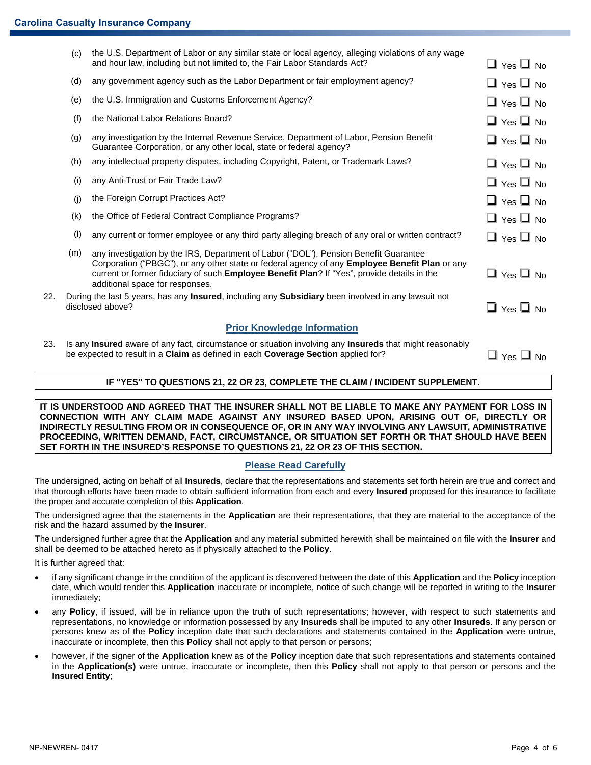(c) the U.S. Department of Labor or any similar state or local agency, alleging violations of any wage and hour law, including but not limited to, the Fair Labor Standards Act? ❑ Yes ❑ No

(d) any government agency such as the Labor Department or fair employment agency? ❑ Yes ❑ No

(e) the U.S. Immigration and Customs Enforcement Agency? ❑ Yes ❑ No

(f) the National Labor Relations Board? ❑ Yes ❑ No

(g) any investigation by the Internal Revenue Service, Department of Labor, Pension Benefit Guarantee Corporation, or any other local, state or federal agency? ❑ Yes ❑ No

(h) any intellectual property disputes, including Copyright, Patent, or Trademark Laws? ❑ Yes ❑ No

(i) any Anti-Trust or Fair Trade Law? ❑ Yes ❑ No

(j) the Foreign Corrupt Practices Act? ❑ Yes ❑ No

(k) the Office of Federal Contract Compliance Programs? ❑ Yes ❑ No

(l) any current or former employee or any third party alleging breach of any oral or written contract? ❑ Yes ❑ No

(m) any investigation by the IRS, Department of Labor ("DOL"), Pension Benefit Guarantee Corporation ("PBGC"), or any other state or federal agency of any **Employee Benefit Plan** or any current or former fiduciary of such **Employee Benefit Plan**? If "Yes", provide details in the additional space for responses. ❑ Yes ❑ No

22. During the last 5 years, has any **Insured**, including any **Subsidiary** been involved in any lawsuit not disclosed above? ❑ Yes ❑ No

## Prior Knowledge Information

23. Is any **Insured** aware of any fact, circumstance or situation involving any **Insureds** that might reasonably be expected to result in a **Claim** as defined in each **Coverage Section** applied for? ❑ Yes ❑ No

**IF "YES" TO QUESTIONS 21, 22 OR 23, COMPLETE THE CLAIM / INCIDENT SUPPLEMENT.**

**IT IS UNDERSTOOD AND AGREED THAT THE INSURER SHALL NOT BE LIABLE TO MAKE ANY PAYMENT FOR LOSS IN CONNECTION WITH ANY CLAIM MADE AGAINST ANY INSURED BASED UPON, ARISING OUT OF, DIRECTLY OR INDIRECTLY RESULTING FROM OR IN CONSEQUENCE OF, OR IN ANY WAY INVOLVING ANY LAWSUIT, ADMINISTRATIVE PROCEEDING, WRITTEN DEMAND, FACT, CIRCUMSTANCE, OR SITUATION SET FORTH OR THAT SHOULD HAVE BEEN SET FORTH IN THE INSURED'S RESPONSE TO QUESTIONS 21, 22 OR 23 OF THIS SECTION.**

## Please Read Carefully

The undersigned, acting on behalf of all **Insureds**, declare that the representations and statements set forth herein are true and correct and that thorough efforts have been made to obtain sufficient information from each and every **Insured** proposed for this insurance to facilitate the proper and accurate completion of this **Application**.

The undersigned agree that the statements in the **Application** are their representations, that they are material to the acceptance of the risk and the hazard assumed by the **Insurer**.

The undersigned further agree that the **Application** and any material submitted herewith shall be maintained on file with the **Insurer** and shall be deemed to be attached hereto as if physically attached to the **Policy**.

It is further agreed that:

- if any significant change in the condition of the applicant is discovered between the date of this **Application** and the **Policy** inception date, which would render this **Application** inaccurate or incomplete, notice of such change will be reported in writing to the **Insurer** immediately;
- any **Policy**, if issued, will be in reliance upon the truth of such representations; however, with respect to such statements and representations, no knowledge or information possessed by any **Insureds** shall be imputed to any other **Insureds**. If any person or persons knew as of the **Policy** inception date that such declarations and statements contained in the **Application** were untrue, inaccurate or incomplete, then this **Policy** shall not apply to that person or persons;
- however, if the signer of the **Application** knew as of the **Policy** inception date that such representations and statements contained in the **Application(s)** were untrue, inaccurate or incomplete, then this **Policy** shall not apply to that person or persons and the **Insured Entity**;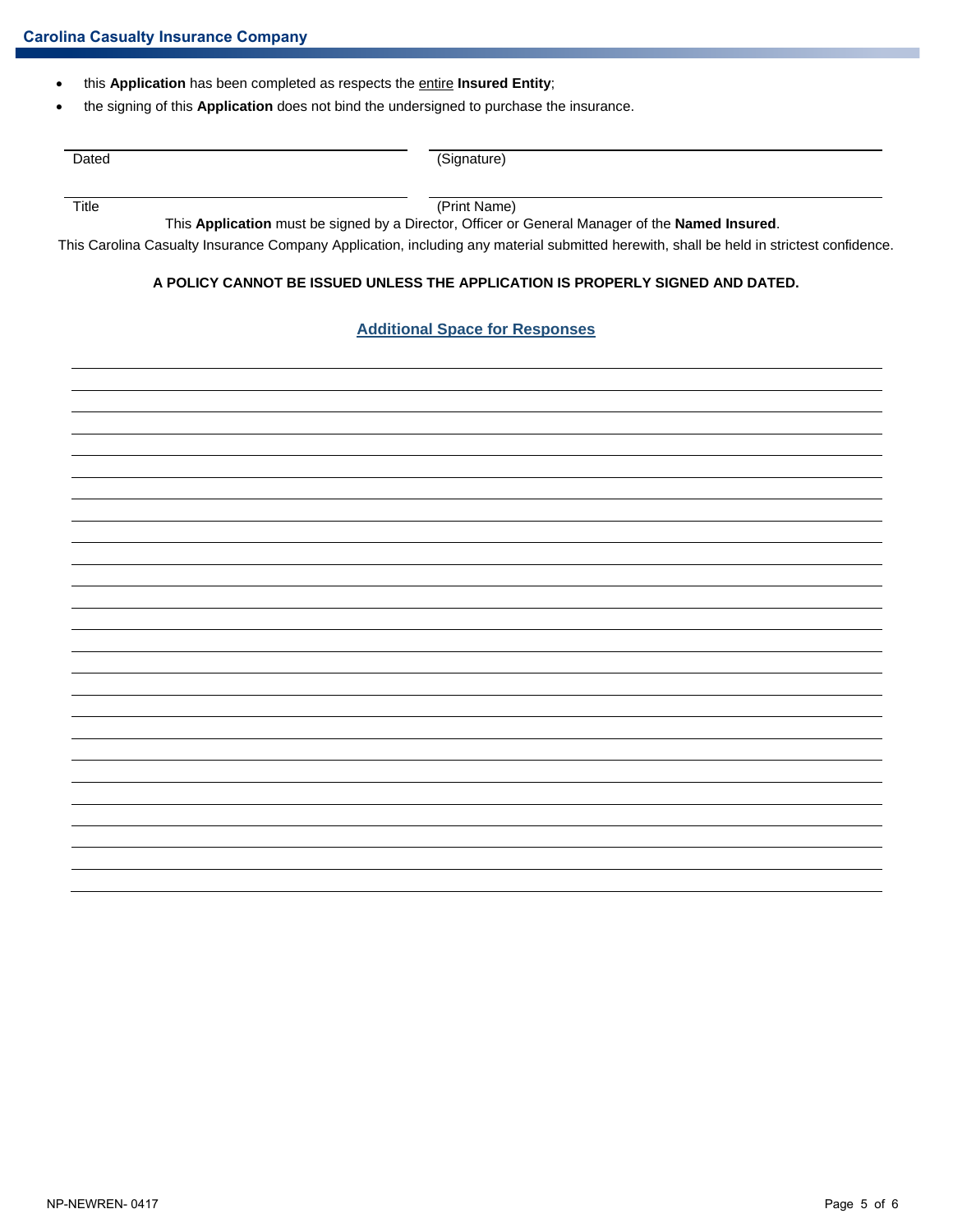- this **Application** has been completed as respects the entire **Insured Entity**;
- the signing of this **Application** does not bind the undersigned to purchase the insurance.

| | |
|---|---|
| Dated | (Signature) |
| Title | (Print Name) |

This **Application** must be signed by a Director, Officer or General Manager of the **Named Insured**.

This Carolina Casualty Insurance Company Application, including any material submitted herewith, shall be held in strictest confidence.

**A POLICY CANNOT BE ISSUED UNLESS THE APPLICATION IS PROPERLY SIGNED AND DATED.**

## Additional Space for Responses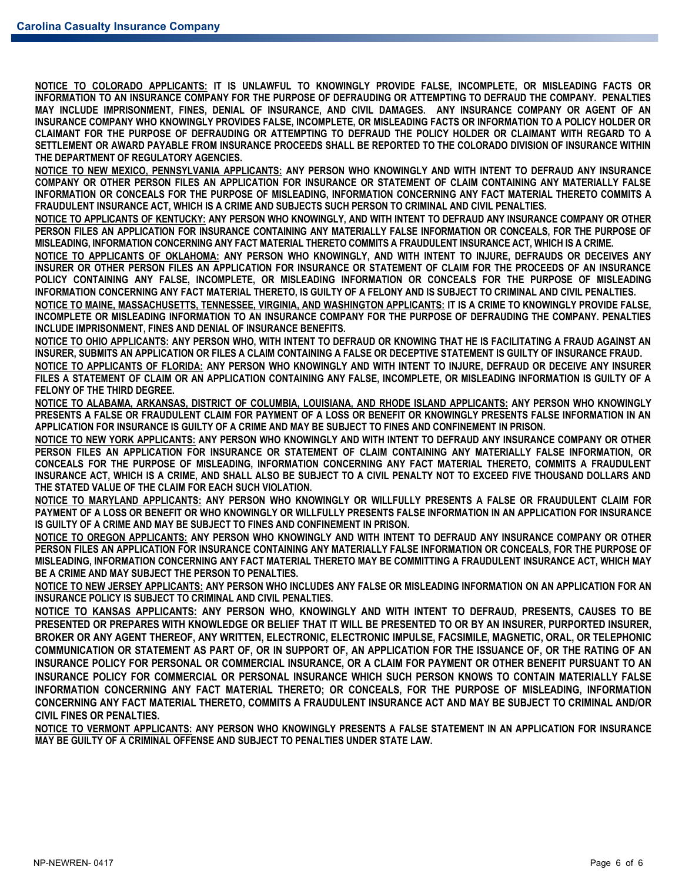**NOTICE TO COLORADO APPLICANTS: IT IS UNLAWFUL TO KNOWINGLY PROVIDE FALSE, INCOMPLETE, OR MISLEADING FACTS OR INFORMATION TO AN INSURANCE COMPANY FOR THE PURPOSE OF DEFRAUDING OR ATTEMPTING TO DEFRAUD THE COMPANY. PENALTIES MAY INCLUDE IMPRISONMENT, FINES, DENIAL OF INSURANCE, AND CIVIL DAMAGES. ANY INSURANCE COMPANY OR AGENT OF AN INSURANCE COMPANY WHO KNOWINGLY PROVIDES FALSE, INCOMPLETE, OR MISLEADING FACTS OR INFORMATION TO A POLICY HOLDER OR CLAIMANT FOR THE PURPOSE OF DEFRAUDING OR ATTEMPTING TO DEFRAUD THE POLICY HOLDER OR CLAIMANT WITH REGARD TO A SETTLEMENT OR AWARD PAYABLE FROM INSURANCE PROCEEDS SHALL BE REPORTED TO THE COLORADO DIVISION OF INSURANCE WITHIN THE DEPARTMENT OF REGULATORY AGENCIES.**

**NOTICE TO NEW MEXICO, PENNSYLVANIA APPLICANTS: ANY PERSON WHO KNOWINGLY AND WITH INTENT TO DEFRAUD ANY INSURANCE COMPANY OR OTHER PERSON FILES AN APPLICATION FOR INSURANCE OR STATEMENT OF CLAIM CONTAINING ANY MATERIALLY FALSE INFORMATION OR CONCEALS FOR THE PURPOSE OF MISLEADING, INFORMATION CONCERNING ANY FACT MATERIAL THERETO COMMITS A FRAUDULENT INSURANCE ACT, WHICH IS A CRIME AND SUBJECTS SUCH PERSON TO CRIMINAL AND CIVIL PENALTIES.**

**NOTICE TO APPLICANTS OF KENTUCKY: ANY PERSON WHO KNOWINGLY, AND WITH INTENT TO DEFRAUD ANY INSURANCE COMPANY OR OTHER PERSON FILES AN APPLICATION FOR INSURANCE CONTAINING ANY MATERIALLY FALSE INFORMATION OR CONCEALS, FOR THE PURPOSE OF MISLEADING, INFORMATION CONCERNING ANY FACT MATERIAL THERETO COMMITS A FRAUDULENT INSURANCE ACT, WHICH IS A CRIME.**

**NOTICE TO APPLICANTS OF OKLAHOMA: ANY PERSON WHO KNOWINGLY, AND WITH INTENT TO INJURE, DEFRAUDS OR DECEIVES ANY INSURER OR OTHER PERSON FILES AN APPLICATION FOR INSURANCE OR STATEMENT OF CLAIM FOR THE PROCEEDS OF AN INSURANCE POLICY CONTAINING ANY FALSE, INCOMPLETE, OR MISLEADING INFORMATION OR CONCEALS FOR THE PURPOSE OF MISLEADING INFORMATION CONCERNING ANY FACT MATERIAL THERETO, IS GUILTY OF A FELONY AND IS SUBJECT TO CRIMINAL AND CIVIL PENALTIES.**

**NOTICE TO MAINE, MASSACHUSETTS, TENNESSEE, VIRGINIA, AND WASHINGTON APPLICANTS: IT IS A CRIME TO KNOWINGLY PROVIDE FALSE, INCOMPLETE OR MISLEADING INFORMATION TO AN INSURANCE COMPANY FOR THE PURPOSE OF DEFRAUDING THE COMPANY. PENALTIES INCLUDE IMPRISONMENT, FINES AND DENIAL OF INSURANCE BENEFITS.**

**NOTICE TO OHIO APPLICANTS: ANY PERSON WHO, WITH INTENT TO DEFRAUD OR KNOWING THAT HE IS FACILITATING A FRAUD AGAINST AN INSURER, SUBMITS AN APPLICATION OR FILES A CLAIM CONTAINING A FALSE OR DECEPTIVE STATEMENT IS GUILTY OF INSURANCE FRAUD.**

**NOTICE TO APPLICANTS OF FLORIDA: ANY PERSON WHO KNOWINGLY AND WITH INTENT TO INJURE, DEFRAUD OR DECEIVE ANY INSURER FILES A STATEMENT OF CLAIM OR AN APPLICATION CONTAINING ANY FALSE, INCOMPLETE, OR MISLEADING INFORMATION IS GUILTY OF A FELONY OF THE THIRD DEGREE.**

**NOTICE TO ALABAMA, ARKANSAS, DISTRICT OF COLUMBIA, LOUISIANA, AND RHODE ISLAND APPLICANTS: ANY PERSON WHO KNOWINGLY PRESENTS A FALSE OR FRAUDULENT CLAIM FOR PAYMENT OF A LOSS OR BENEFIT OR KNOWINGLY PRESENTS FALSE INFORMATION IN AN APPLICATION FOR INSURANCE IS GUILTY OF A CRIME AND MAY BE SUBJECT TO FINES AND CONFINEMENT IN PRISON.**

**NOTICE TO NEW YORK APPLICANTS: ANY PERSON WHO KNOWINGLY AND WITH INTENT TO DEFRAUD ANY INSURANCE COMPANY OR OTHER PERSON FILES AN APPLICATION FOR INSURANCE OR STATEMENT OF CLAIM CONTAINING ANY MATERIALLY FALSE INFORMATION, OR CONCEALS FOR THE PURPOSE OF MISLEADING, INFORMATION CONCERNING ANY FACT MATERIAL THERETO, COMMITS A FRAUDULENT INSURANCE ACT, WHICH IS A CRIME, AND SHALL ALSO BE SUBJECT TO A CIVIL PENALTY NOT TO EXCEED FIVE THOUSAND DOLLARS AND THE STATED VALUE OF THE CLAIM FOR EACH SUCH VIOLATION.**

**NOTICE TO MARYLAND APPLICANTS: ANY PERSON WHO KNOWINGLY OR WILLFULLY PRESENTS A FALSE OR FRAUDULENT CLAIM FOR PAYMENT OF A LOSS OR BENEFIT OR WHO KNOWINGLY OR WILLFULLY PRESENTS FALSE INFORMATION IN AN APPLICATION FOR INSURANCE IS GUILTY OF A CRIME AND MAY BE SUBJECT TO FINES AND CONFINEMENT IN PRISON.**

**NOTICE TO OREGON APPLICANTS: ANY PERSON WHO KNOWINGLY AND WITH INTENT TO DEFRAUD ANY INSURANCE COMPANY OR OTHER PERSON FILES AN APPLICATION FOR INSURANCE CONTAINING ANY MATERIALLY FALSE INFORMATION OR CONCEALS, FOR THE PURPOSE OF MISLEADING, INFORMATION CONCERNING ANY FACT MATERIAL THERETO MAY BE COMMITTING A FRAUDULENT INSURANCE ACT, WHICH MAY BE A CRIME AND MAY SUBJECT THE PERSON TO PENALTIES.**

**NOTICE TO NEW JERSEY APPLICANTS: ANY PERSON WHO INCLUDES ANY FALSE OR MISLEADING INFORMATION ON AN APPLICATION FOR AN INSURANCE POLICY IS SUBJECT TO CRIMINAL AND CIVIL PENALTIES.**

**NOTICE TO KANSAS APPLICANTS: ANY PERSON WHO, KNOWINGLY AND WITH INTENT TO DEFRAUD, PRESENTS, CAUSES TO BE PRESENTED OR PREPARES WITH KNOWLEDGE OR BELIEF THAT IT WILL BE PRESENTED TO OR BY AN INSURER, PURPORTED INSURER, BROKER OR ANY AGENT THEREOF, ANY WRITTEN, ELECTRONIC, ELECTRONIC IMPULSE, FACSIMILE, MAGNETIC, ORAL, OR TELEPHONIC COMMUNICATION OR STATEMENT AS PART OF, OR IN SUPPORT OF, AN APPLICATION FOR THE ISSUANCE OF, OR THE RATING OF AN INSURANCE POLICY FOR PERSONAL OR COMMERCIAL INSURANCE, OR A CLAIM FOR PAYMENT OR OTHER BENEFIT PURSUANT TO AN INSURANCE POLICY FOR COMMERCIAL OR PERSONAL INSURANCE WHICH SUCH PERSON KNOWS TO CONTAIN MATERIALLY FALSE INFORMATION CONCERNING ANY FACT MATERIAL THERETO; OR CONCEALS, FOR THE PURPOSE OF MISLEADING, INFORMATION CONCERNING ANY FACT MATERIAL THERETO, COMMITS A FRAUDULENT INSURANCE ACT AND MAY BE SUBJECT TO CRIMINAL AND/OR CIVIL FINES OR PENALTIES.**

**NOTICE TO VERMONT APPLICANTS: ANY PERSON WHO KNOWINGLY PRESENTS A FALSE STATEMENT IN AN APPLICATION FOR INSURANCE MAY BE GUILTY OF A CRIMINAL OFFENSE AND SUBJECT TO PENALTIES UNDER STATE LAW.**